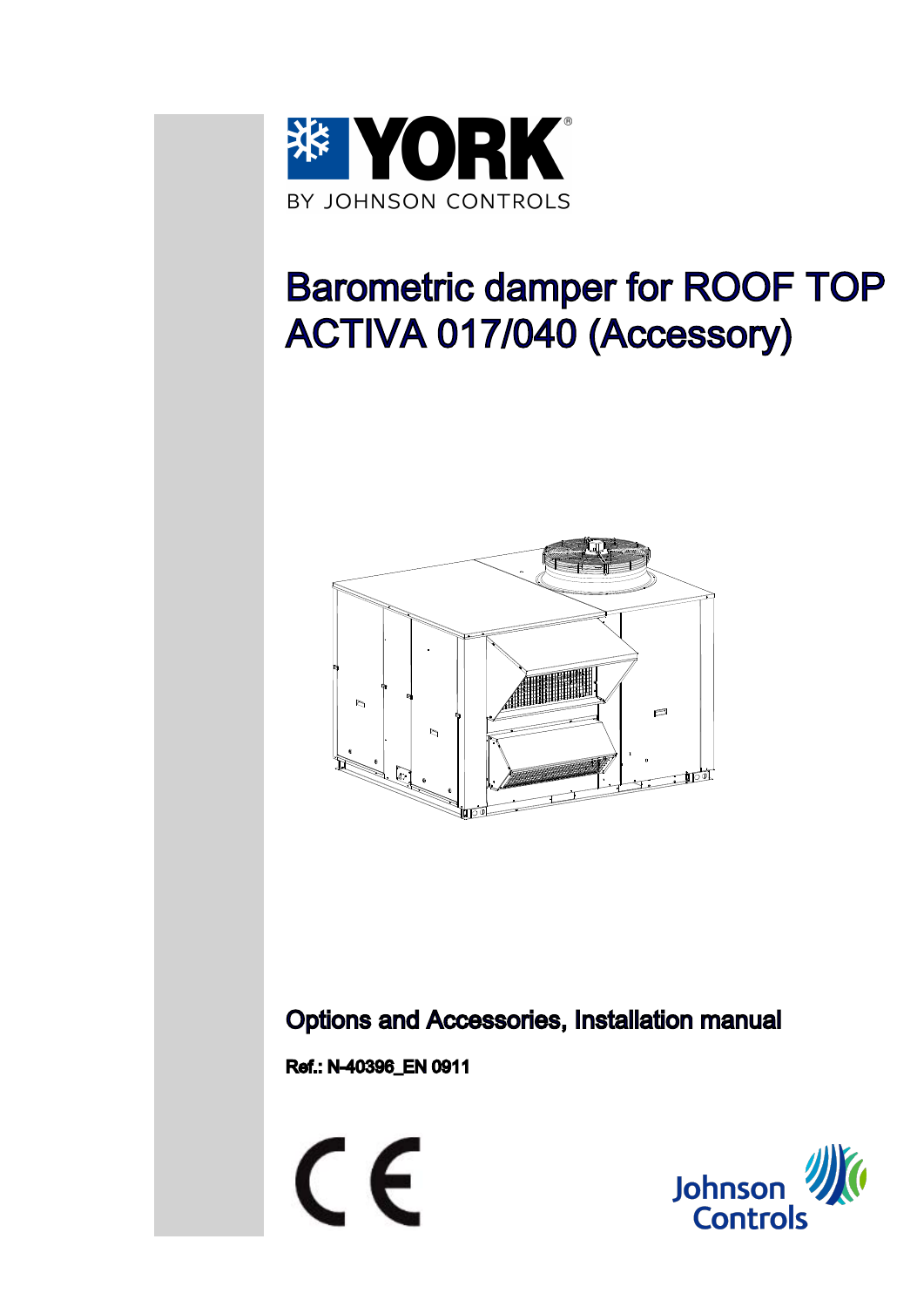YORK

BY JOHNSON CONTROLS

# Barometric damper for ROOF TOP ACTIVA 017/040 (Accessory)

## Options and Accessories, Installation manual

**Ref.: N-40396_EN 0911**

Johnson Controls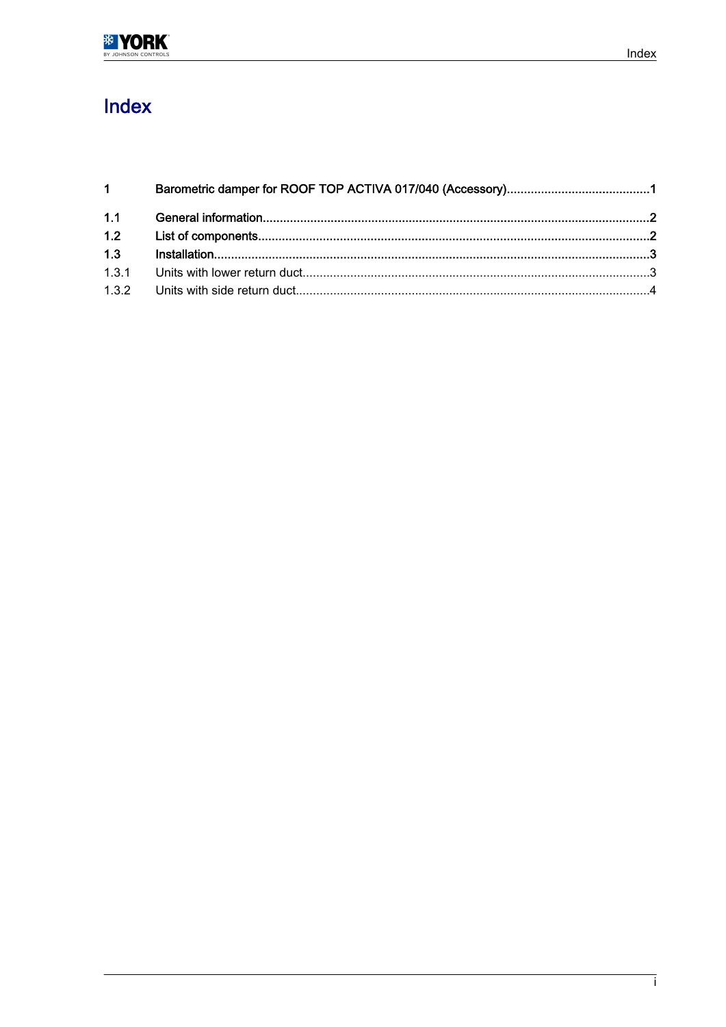# Index

| | | |
|---|---|---|
| **1** | **Barometric damper for ROOF TOP ACTIVA 017/040 (Accessory)** | **1** |
| **1.1** | **General information** | **2** |
| **1.2** | **List of components** | **2** |
| **1.3** | **Installation** | **3** |
| 1.3.1 | Units with lower return duct | 3 |
| 1.3.2 | Units with side return duct | 4 |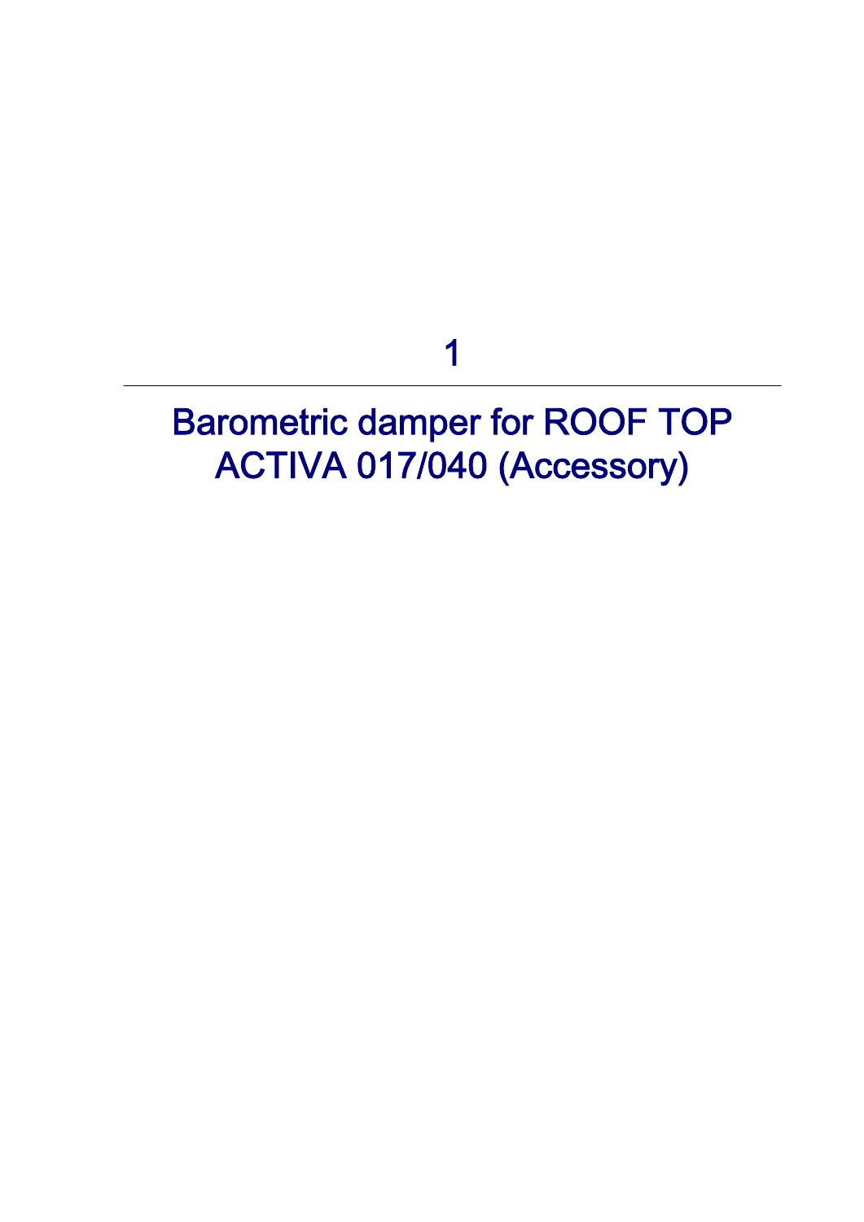# 1

# Barometric damper for ROOF TOP ACTIVA 017/040 (Accessory)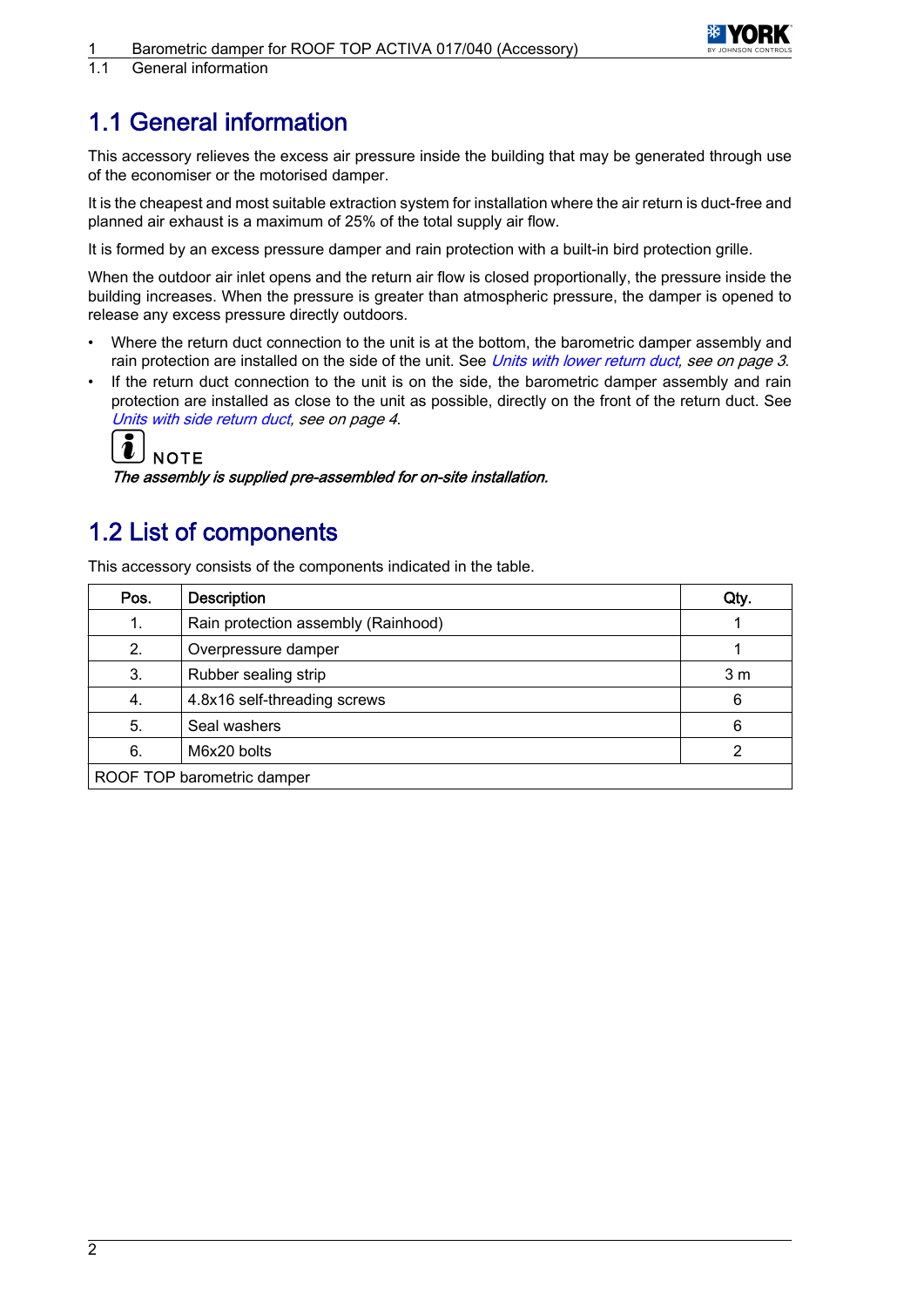## 1.1 General information

This accessory relieves the excess air pressure inside the building that may be generated through use of the economiser or the motorised damper.

It is the cheapest and most suitable extraction system for installation where the air return is duct-free and planned air exhaust is a maximum of 25% of the total supply air flow.

It is formed by an excess pressure damper and rain protection with a built-in bird protection grille.

When the outdoor air inlet opens and the return air flow is closed proportionally, the pressure inside the building increases. When the pressure is greater than atmospheric pressure, the damper is opened to release any excess pressure directly outdoors.

- Where the return duct connection to the unit is at the bottom, the barometric damper assembly and rain protection are installed on the side of the unit. See *Units with lower return duct, see on page 3*.
- If the return duct connection to the unit is on the side, the barometric damper assembly and rain protection are installed as close to the unit as possible, directly on the front of the return duct. See *Units with side return duct, see on page 4*.

NOTE

***The assembly is supplied pre-assembled for on-site installation.***

## 1.2 List of components

This accessory consists of the components indicated in the table.

| Pos. | Description | Qty. |
|---|---|---|
| 1. | Rain protection assembly (Rainhood) | 1 |
| 2. | Overpressure damper | 1 |
| 3. | Rubber sealing strip | 3 m |
| 4. | 4.8x16 self-threading screws | 6 |
| 5. | Seal washers | 6 |
| 6. | M6x20 bolts | 2 |
| ROOF TOP barometric damper | | |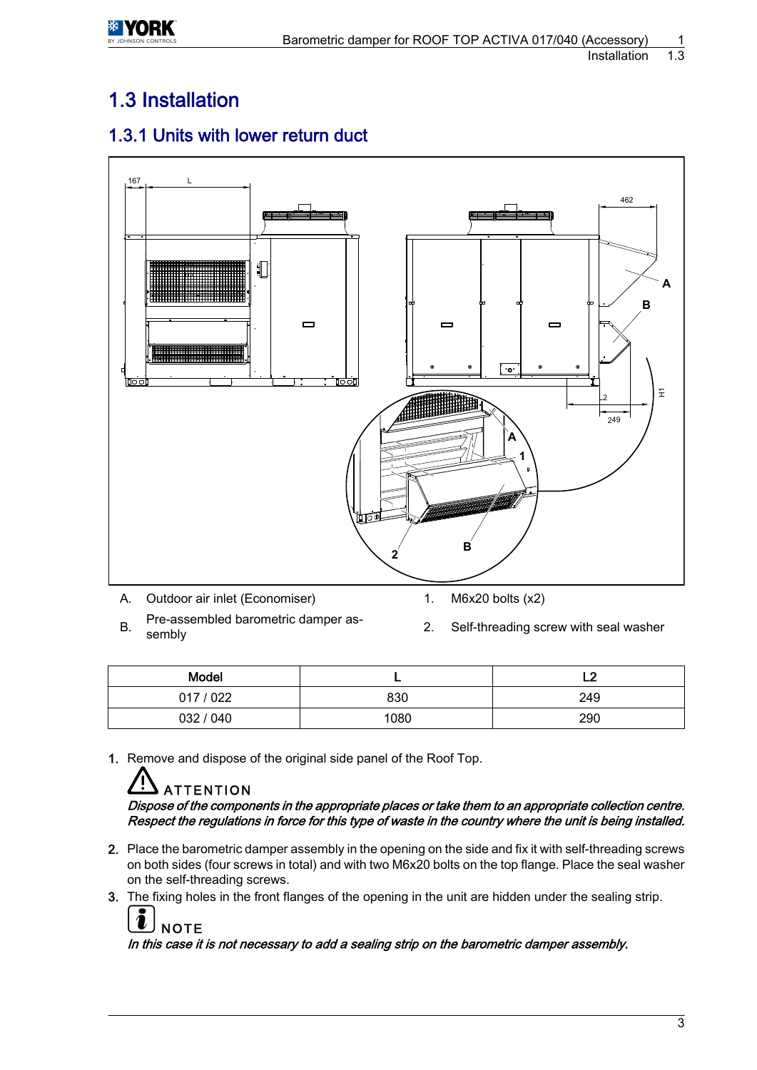# 1.3 Installation

## 1.3.1 Units with lower return duct

A. Outdoor air inlet (Economiser)

B. Pre-assembled barometric damper assembly

1. M6x20 bolts (x2)
2. Self-threading screw with seal washer

| Model | L | L2 |
|---|---|---|
| 017 / 022 | 830 | 249 |
| 032 / 040 | 1080 | 290 |

1. Remove and dispose of the original side panel of the Roof Top.

   ATTENTION

   *Dispose of the components in the appropriate places or take them to an appropriate collection centre. Respect the regulations in force for this type of waste in the country where the unit is being installed.*

2. Place the barometric damper assembly in the opening on the side and fix it with self-threading screws on both sides (four screws in total) and with two M6x20 bolts on the top flange. Place the seal washer on the self-threading screws.
3. The fixing holes in the front flanges of the opening in the unit are hidden under the sealing strip.

   NOTE

   *In this case it is not necessary to add a sealing strip on the barometric damper assembly.*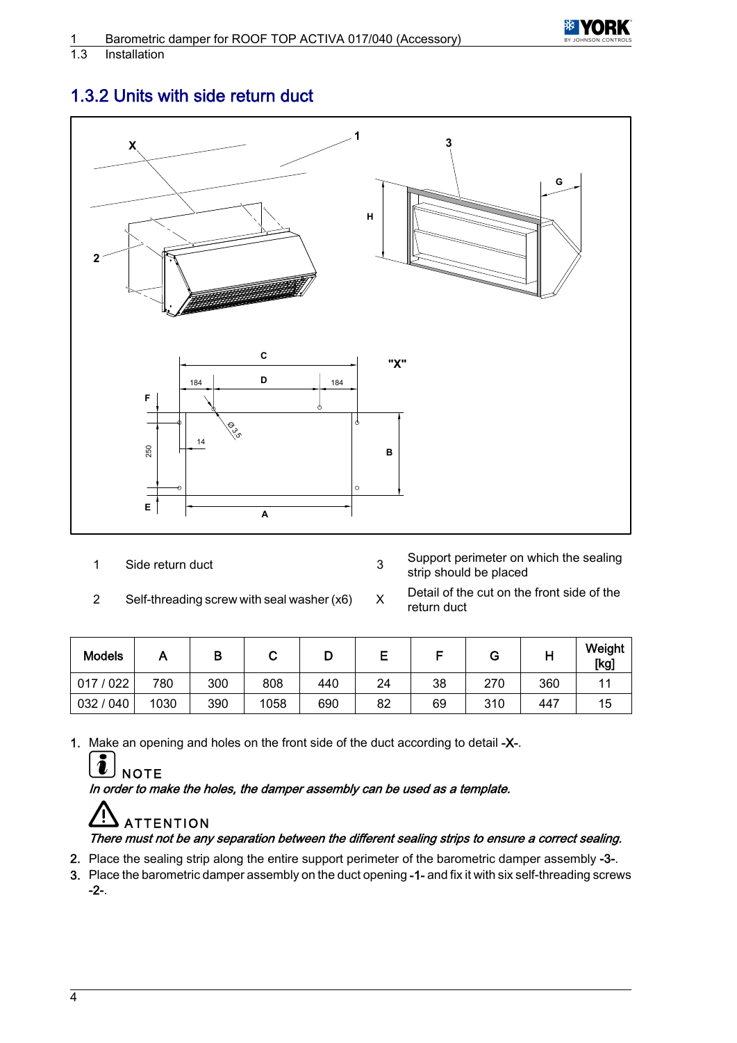## 1.3.2 Units with side return duct

| | |
|---|---|
| 1 | Side return duct |
| 2 | Self-threading screw with seal washer (x6) |
| 3 | Support perimeter on which the sealing strip should be placed |
| X | Detail of the cut on the front side of the return duct |

| Models | A | B | C | D | E | F | G | H | Weight [kg] |
|---|---|---|---|---|---|---|---|---|---|
| 017 / 022 | 780 | 300 | 808 | 440 | 24 | 38 | 270 | 360 | 11 |
| 032 / 040 | 1030 | 390 | 1058 | 690 | 82 | 69 | 310 | 447 | 15 |

1. Make an opening and holes on the front side of the duct according to detail -X-.

   **NOTE**
   *In order to make the holes, the damper assembly can be used as a template.*

   **ATTENTION**
   *There must not be any separation between the different sealing strips to ensure a correct sealing.*

2. Place the sealing strip along the entire support perimeter of the barometric damper assembly **-3-**.
3. Place the barometric damper assembly on the duct opening **-1-** and fix it with six self-threading screws **-2-**.